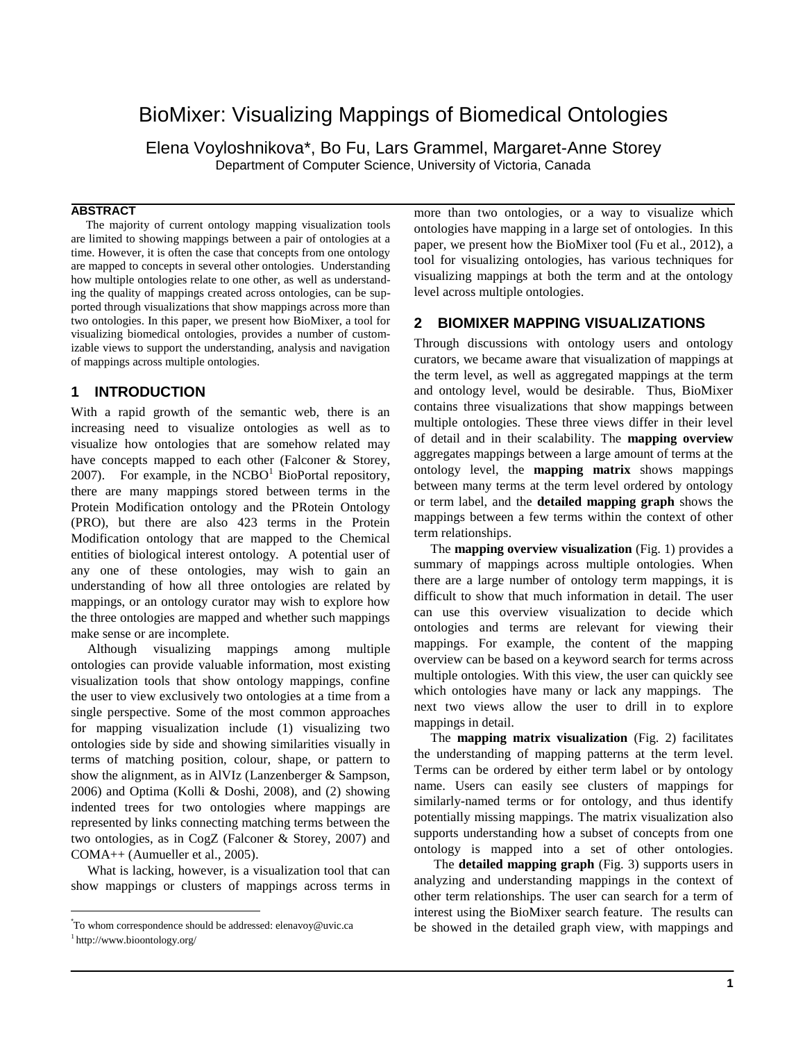# BioMixer: Visualizing Mappings of Biomedical Ontologies

Elena Voyloshnikova*, Bo Fu, Lars Grammel, Margaret-Anne Storey

Department of Computer Science, University of Victoria, Canada

## ABSTRACT

The majority of current ontology mapping visualization tools are limited to showing mappings between a pair of ontologies at a time. However, it is often the case that concepts from one ontology are mapped to concepts in several other ontologies. Understanding how multiple ontologies relate to one other, as well as understanding the quality of mappings created across ontologies, can be supported through visualizations that show mappings across more than two ontologies. In this paper, we present how BioMixer, a tool for visualizing biomedical ontologies, provides a number of customizable views to support the understanding, analysis and navigation of mappings across multiple ontologies.

## 1 INTRODUCTION

With a rapid growth of the semantic web, there is an increasing need to visualize ontologies as well as to visualize how ontologies that are somehow related may have concepts mapped to each other (Falconer & Storey, 2007). For example, in the NCBO[1] BioPortal repository, there are many mappings stored between terms in the Protein Modification ontology and the PRotein Ontology (PRO), but there are also 423 terms in the Protein Modification ontology that are mapped to the Chemical entities of biological interest ontology. A potential user of any one of these ontologies, may wish to gain an understanding of how all three ontologies are related by mappings, or an ontology curator may wish to explore how the three ontologies are mapped and whether such mappings make sense or are incomplete.

Although visualizing mappings among multiple ontologies can provide valuable information, most existing visualization tools that show ontology mappings, confine the user to view exclusively two ontologies at a time from a single perspective. Some of the most common approaches for mapping visualization include (1) visualizing two ontologies side by side and showing similarities visually in terms of matching position, colour, shape, or pattern to show the alignment, as in AlViz (Lanzenberger & Sampson, 2006) and Optima (Kolli & Doshi, 2008), and (2) showing indented trees for two ontologies where mappings are represented by links connecting matching terms between the two ontologies, as in CogZ (Falconer & Storey, 2007) and COMA++ (Aumueller et al., 2005).

What is lacking, however, is a visualization tool that can show mappings or clusters of mappings across terms in more than two ontologies, or a way to visualize which ontologies have mapping in a large set of ontologies. In this paper, we present how the BioMixer tool (Fu et al., 2012), a tool for visualizing ontologies, has various techniques for visualizing mappings at both the term and at the ontology level across multiple ontologies.

## 2 BIOMIXER MAPPING VISUALIZATIONS

Through discussions with ontology users and ontology curators, we became aware that visualization of mappings at the term level, as well as aggregated mappings at the term and ontology level, would be desirable. Thus, BioMixer contains three visualizations that show mappings between multiple ontologies. These three views differ in their level of detail and in their scalability. The **mapping overview** aggregates mappings between a large amount of terms at the ontology level, the **mapping matrix** shows mappings between many terms at the term level ordered by ontology or term label, and the **detailed mapping graph** shows the mappings between a few terms within the context of other term relationships.

The **mapping overview visualization** (Fig. 1) provides a summary of mappings across multiple ontologies. When there are a large number of ontology term mappings, it is difficult to show that much information in detail. The user can use this overview visualization to decide which ontologies and terms are relevant for viewing their mappings. For example, the content of the mapping overview can be based on a keyword search for terms across multiple ontologies. With this view, the user can quickly see which ontologies have many or lack any mappings. The next two views allow the user to drill in to explore mappings in detail.

The **mapping matrix visualization** (Fig. 2) facilitates the understanding of mapping patterns at the term level. Terms can be ordered by either term label or by ontology name. Users can easily see clusters of mappings for similarly-named terms or for ontology, and thus identify potentially missing mappings. The matrix visualization also supports understanding how a subset of concepts from one ontology is mapped into a set of other ontologies.

The **detailed mapping graph** (Fig. 3) supports users in analyzing and understanding mappings in the context of other term relationships. The user can search for a term of interest using the BioMixer search feature. The results can be showed in the detailed graph view, with mappings and

---

*To whom correspondence should be addressed: elenavoy@uvic.ca

[1] http://www.bioontology.org/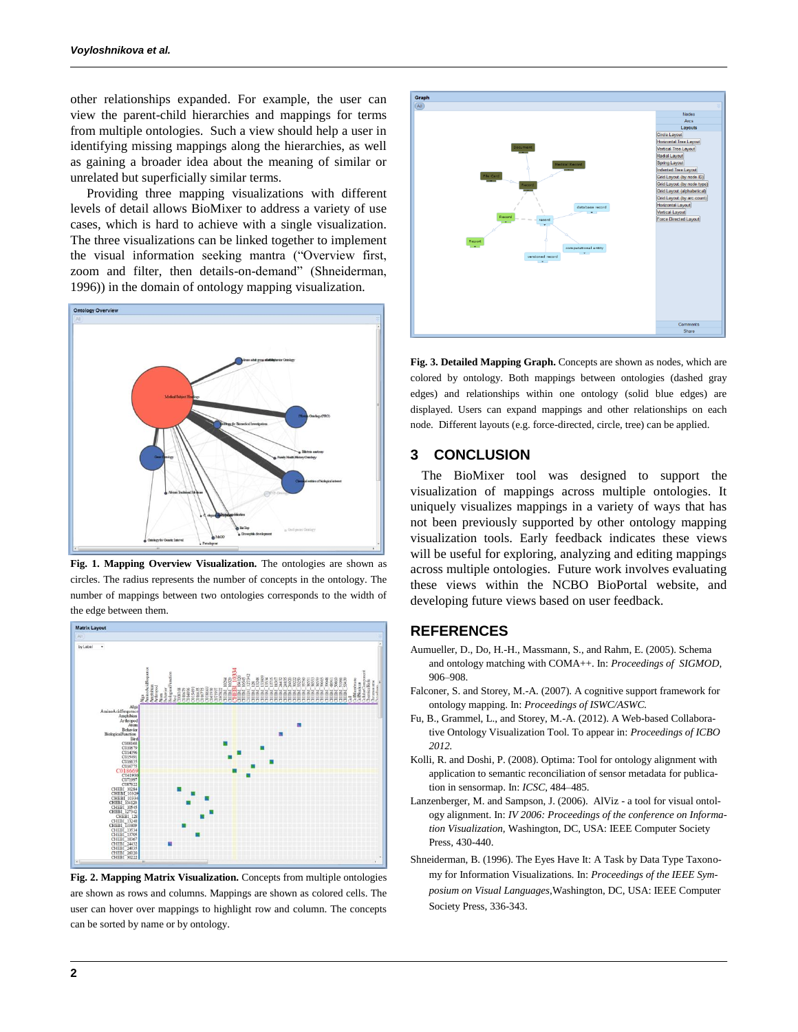other relationships expanded. For example, the user can view the parent-child hierarchies and mappings for terms from multiple ontologies. Such a view should help a user in identifying missing mappings along the hierarchies, as well as gaining a broader idea about the meaning of similar or unrelated but superficially similar terms.

Providing three mapping visualizations with different levels of detail allows BioMixer to address a variety of use cases, which is hard to achieve with a single visualization. The three visualizations can be linked together to implement the visual information seeking mantra ("Overview first, zoom and filter, then details-on-demand" (Shneiderman, 1996)) in the domain of ontology mapping visualization.

**Fig. 1. Mapping Overview Visualization.** The ontologies are shown as circles. The radius represents the number of concepts in the ontology. The number of mappings between two ontologies corresponds to the width of the edge between them.

**Fig. 2. Mapping Matrix Visualization.** Concepts from multiple ontologies are shown as rows and columns. Mappings are shown as colored cells. The user can hover over mappings to highlight row and column. The concepts can be sorted by name or by ontology.

**Fig. 3. Detailed Mapping Graph.** Concepts are shown as nodes, which are colored by ontology. Both mappings between ontologies (dashed gray edges) and relationships within one ontology (solid blue edges) are displayed. Users can expand mappings and other relationships on each node. Different layouts (e.g. force-directed, circle, tree) can be applied.

## 3 CONCLUSION

The BioMixer tool was designed to support the visualization of mappings across multiple ontologies. It uniquely visualizes mappings in a variety of ways that has not been previously supported by other ontology mapping visualization tools. Early feedback indicates these views will be useful for exploring, analyzing and editing mappings across multiple ontologies. Future work involves evaluating these views within the NCBO BioPortal website, and developing future views based on user feedback.

## REFERENCES

Aumueller, D., Do, H.-H., Massmann, S., and Rahm, E. (2005). Schema and ontology matching with COMA++. In: *Proceedings of SIGMOD*, 906–908.

Falconer, S. and Storey, M.-A. (2007). A cognitive support framework for ontology mapping. In: *Proceedings of ISWC/ASWC.*

Fu, B., Grammel, L., and Storey, M.-A. (2012). A Web-based Collaborative Ontology Visualization Tool. To appear in: *Proceedings of ICBO 2012.*

Kolli, R. and Doshi, P. (2008). Optima: Tool for ontology alignment with application to semantic reconciliation of sensor metadata for publication in sensormap. In: *ICSC*, 484–485.

Lanzenberger, M. and Sampson, J. (2006). AlViz - a tool for visual ontology alignment. In: *IV 2006: Proceedings of the conference on Information Visualization,* Washington, DC, USA: IEEE Computer Society Press, 430-440.

Shneiderman, B. (1996). The Eyes Have It: A Task by Data Type Taxonomy for Information Visualizations. In: *Proceedings of the IEEE Symposium on Visual Languages*,Washington, DC, USA: IEEE Computer Society Press, 336-343.